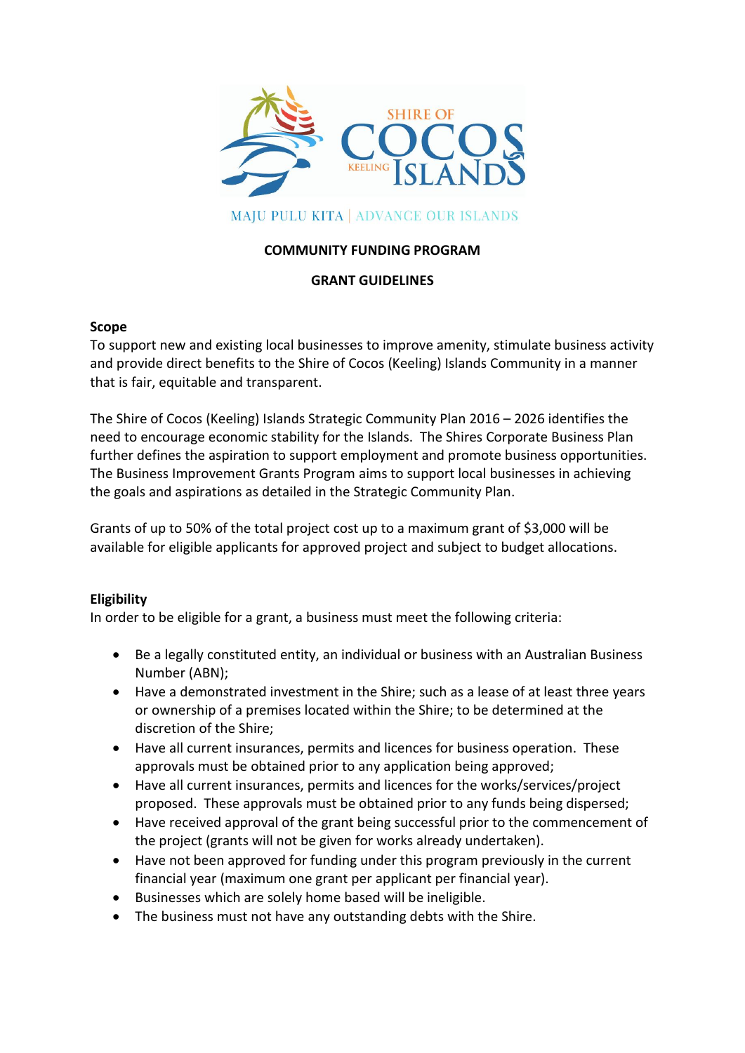SHIRE OF COCOS KEELING ISLANDS

MAJU PULU KITA | ADVANCE OUR ISLANDS

**COMMUNITY FUNDING PROGRAM**

**GRANT GUIDELINES**

**Scope**

To support new and existing local businesses to improve amenity, stimulate business activity and provide direct benefits to the Shire of Cocos (Keeling) Islands Community in a manner that is fair, equitable and transparent.

The Shire of Cocos (Keeling) Islands Strategic Community Plan 2016 – 2026 identifies the need to encourage economic stability for the Islands. The Shires Corporate Business Plan further defines the aspiration to support employment and promote business opportunities. The Business Improvement Grants Program aims to support local businesses in achieving the goals and aspirations as detailed in the Strategic Community Plan.

Grants of up to 50% of the total project cost up to a maximum grant of $3,000 will be available for eligible applicants for approved project and subject to budget allocations.

**Eligibility**

In order to be eligible for a grant, a business must meet the following criteria:

- Be a legally constituted entity, an individual or business with an Australian Business Number (ABN);
- Have a demonstrated investment in the Shire; such as a lease of at least three years or ownership of a premises located within the Shire; to be determined at the discretion of the Shire;
- Have all current insurances, permits and licences for business operation. These approvals must be obtained prior to any application being approved;
- Have all current insurances, permits and licences for the works/services/project proposed. These approvals must be obtained prior to any funds being dispersed;
- Have received approval of the grant being successful prior to the commencement of the project (grants will not be given for works already undertaken).
- Have not been approved for funding under this program previously in the current financial year (maximum one grant per applicant per financial year).
- Businesses which are solely home based will be ineligible.
- The business must not have any outstanding debts with the Shire.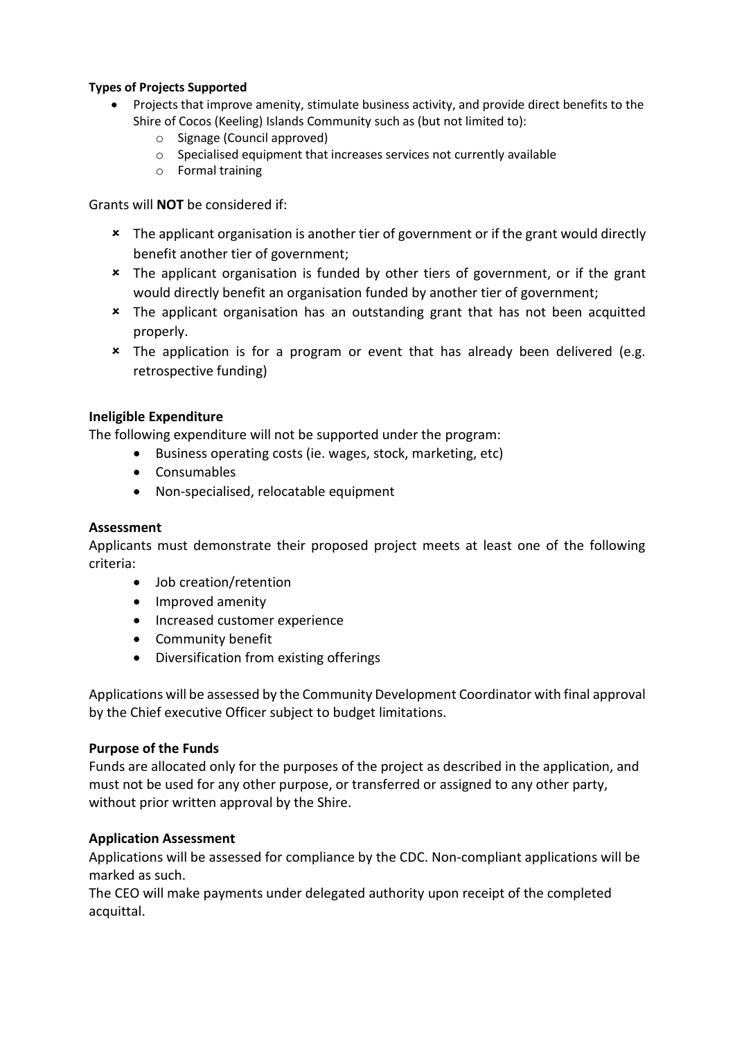**Types of Projects Supported**

- Projects that improve amenity, stimulate business activity, and provide direct benefits to the Shire of Cocos (Keeling) Islands Community such as (but not limited to):
  - Signage (Council approved)
  - Specialised equipment that increases services not currently available
  - Formal training

Grants will **NOT** be considered if:

- ✗ The applicant organisation is another tier of government or if the grant would directly benefit another tier of government;
- ✗ The applicant organisation is funded by other tiers of government, or if the grant would directly benefit an organisation funded by another tier of government;
- ✗ The applicant organisation has an outstanding grant that has not been acquitted properly.
- ✗ The application is for a program or event that has already been delivered (e.g. retrospective funding)

**Ineligible Expenditure**

The following expenditure will not be supported under the program:

- Business operating costs (ie. wages, stock, marketing, etc)
- Consumables
- Non-specialised, relocatable equipment

**Assessment**

Applicants must demonstrate their proposed project meets at least one of the following criteria:

- Job creation/retention
- Improved amenity
- Increased customer experience
- Community benefit
- Diversification from existing offerings

Applications will be assessed by the Community Development Coordinator with final approval by the Chief executive Officer subject to budget limitations.

**Purpose of the Funds**

Funds are allocated only for the purposes of the project as described in the application, and must not be used for any other purpose, or transferred or assigned to any other party, without prior written approval by the Shire.

**Application Assessment**

Applications will be assessed for compliance by the CDC. Non-compliant applications will be marked as such.

The CEO will make payments under delegated authority upon receipt of the completed acquittal.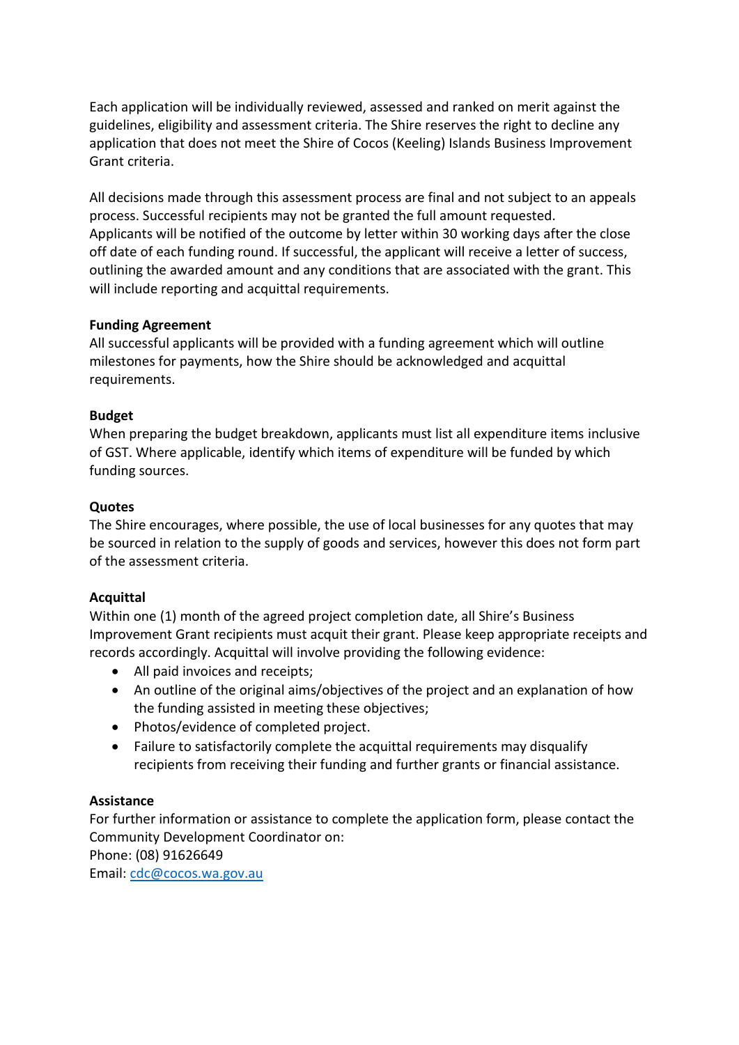Each application will be individually reviewed, assessed and ranked on merit against the guidelines, eligibility and assessment criteria. The Shire reserves the right to decline any application that does not meet the Shire of Cocos (Keeling) Islands Business Improvement Grant criteria.

All decisions made through this assessment process are final and not subject to an appeals process. Successful recipients may not be granted the full amount requested.
Applicants will be notified of the outcome by letter within 30 working days after the close off date of each funding round. If successful, the applicant will receive a letter of success, outlining the awarded amount and any conditions that are associated with the grant. This will include reporting and acquittal requirements.

**Funding Agreement**
All successful applicants will be provided with a funding agreement which will outline milestones for payments, how the Shire should be acknowledged and acquittal requirements.

**Budget**
When preparing the budget breakdown, applicants must list all expenditure items inclusive of GST. Where applicable, identify which items of expenditure will be funded by which funding sources.

**Quotes**
The Shire encourages, where possible, the use of local businesses for any quotes that may be sourced in relation to the supply of goods and services, however this does not form part of the assessment criteria.

**Acquittal**
Within one (1) month of the agreed project completion date, all Shire's Business Improvement Grant recipients must acquit their grant. Please keep appropriate receipts and records accordingly. Acquittal will involve providing the following evidence:

- All paid invoices and receipts;
- An outline of the original aims/objectives of the project and an explanation of how the funding assisted in meeting these objectives;
- Photos/evidence of completed project.
- Failure to satisfactorily complete the acquittal requirements may disqualify recipients from receiving their funding and further grants or financial assistance.

**Assistance**
For further information or assistance to complete the application form, please contact the Community Development Coordinator on:
Phone: (08) 91626649
Email: cdc@cocos.wa.gov.au